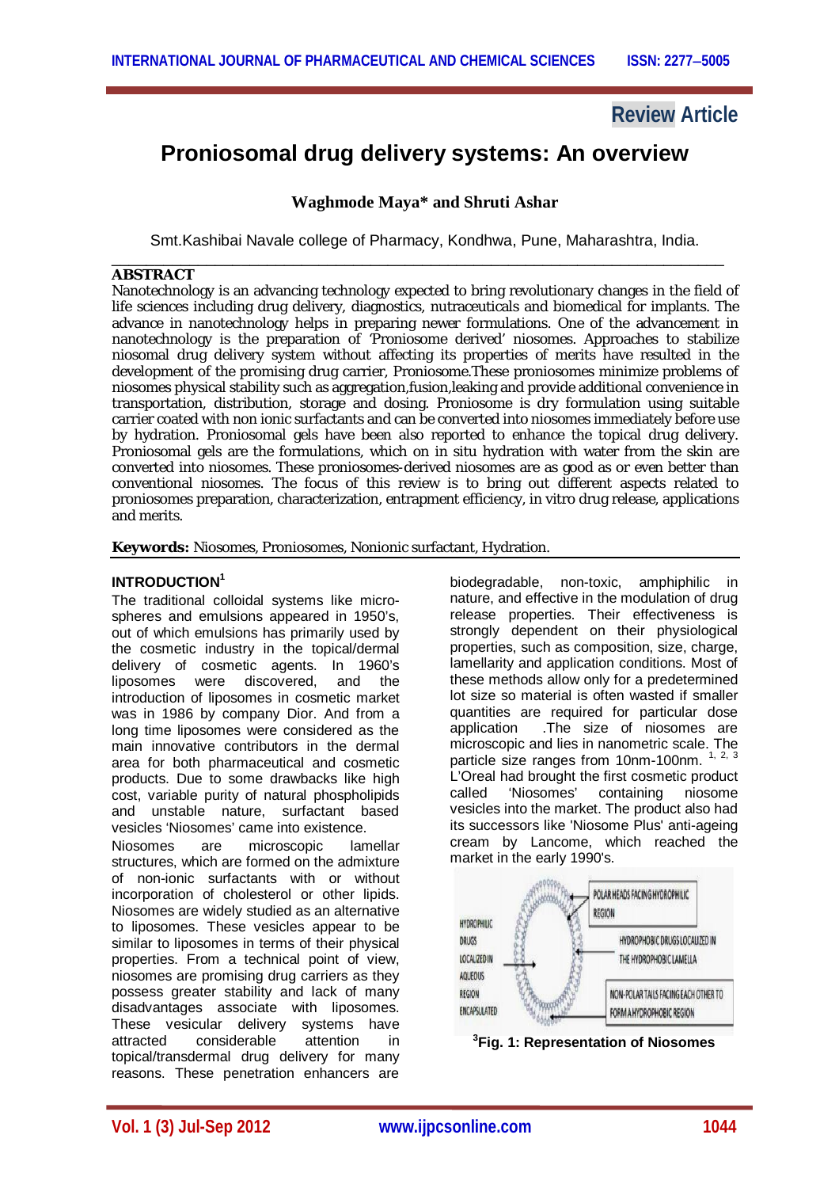**Review Article**

# Proniosomal drug delivery systems: An overview

**Waghmode Maya\* and Shruti Ashar**

Smt.Kashibai Navale college of Pharmacy, Kondhwa, Pune, Maharashtra, India.

## ABSTRACT

Nanotechnology is an advancing technology expected to bring revolutionary changes in the field of life sciences including drug delivery, diagnostics, nutraceuticals and biomedical for implants. The advance in nanotechnology helps in preparing newer formulations. One of the advancement in nanotechnology is the preparation of 'Proniosome derived' niosomes. Approaches to stabilize niosomal drug delivery system without affecting its properties of merits have resulted in the development of the promising drug carrier, Proniosome.These proniosomes minimize problems of niosomes physical stability such as aggregation,fusion,leaking and provide additional convenience in transportation, distribution, storage and dosing. Proniosome is dry formulation using suitable carrier coated with non ionic surfactants and can be converted into niosomes immediately before use by hydration. Proniosomal gels have been also reported to enhance the topical drug delivery. Proniosomal gels are the formulations, which on in situ hydration with water from the skin are converted into niosomes. These proniosomes-derived niosomes are as good as or even better than conventional niosomes. The focus of this review is to bring out different aspects related to proniosomes preparation, characterization, entrapment efficiency, in vitro drug release, applications and merits.

**Keywords:** Niosomes, Proniosomes, Nonionic surfactant, Hydration.

## INTRODUCTION[1]

The traditional colloidal systems like micro-spheres and emulsions appeared in 1950's, out of which emulsions has primarily used by the cosmetic industry in the topical/dermal delivery of cosmetic agents. In 1960's liposomes were discovered, and the introduction of liposomes in cosmetic market was in 1986 by company Dior. And from a long time liposomes were considered as the main innovative contributors in the dermal area for both pharmaceutical and cosmetic products. Due to some drawbacks like high cost, variable purity of natural phospholipids and unstable nature, surfactant based vesicles 'Niosomes' came into existence.

Niosomes are microscopic lamellar structures, which are formed on the admixture of non-ionic surfactants with or without incorporation of cholesterol or other lipids. Niosomes are widely studied as an alternative to liposomes. These vesicles appear to be similar to liposomes in terms of their physical properties. From a technical point of view, niosomes are promising drug carriers as they possess greater stability and lack of many disadvantages associate with liposomes. These vesicular delivery systems have attracted considerable attention in topical/transdermal drug delivery for many reasons. These penetration enhancers are biodegradable, non-toxic, amphiphilic in nature, and effective in the modulation of drug release properties. Their effectiveness is strongly dependent on their physiological properties, such as composition, size, charge, lamellarity and application conditions. Most of these methods allow only for a predetermined lot size so material is often wasted if smaller quantities are required for particular dose application .The size of niosomes are microscopic and lies in nanometric scale. The particle size ranges from 10nm-100nm. [1, 2, 3]

L'Oreal had brought the first cosmetic product called 'Niosomes' containing niosome vesicles into the market. The product also had its successors like 'Niosome Plus' anti-ageing cream by Lancome, which reached the market in the early 1990's.

[3]**Fig. 1: Representation of Niosomes**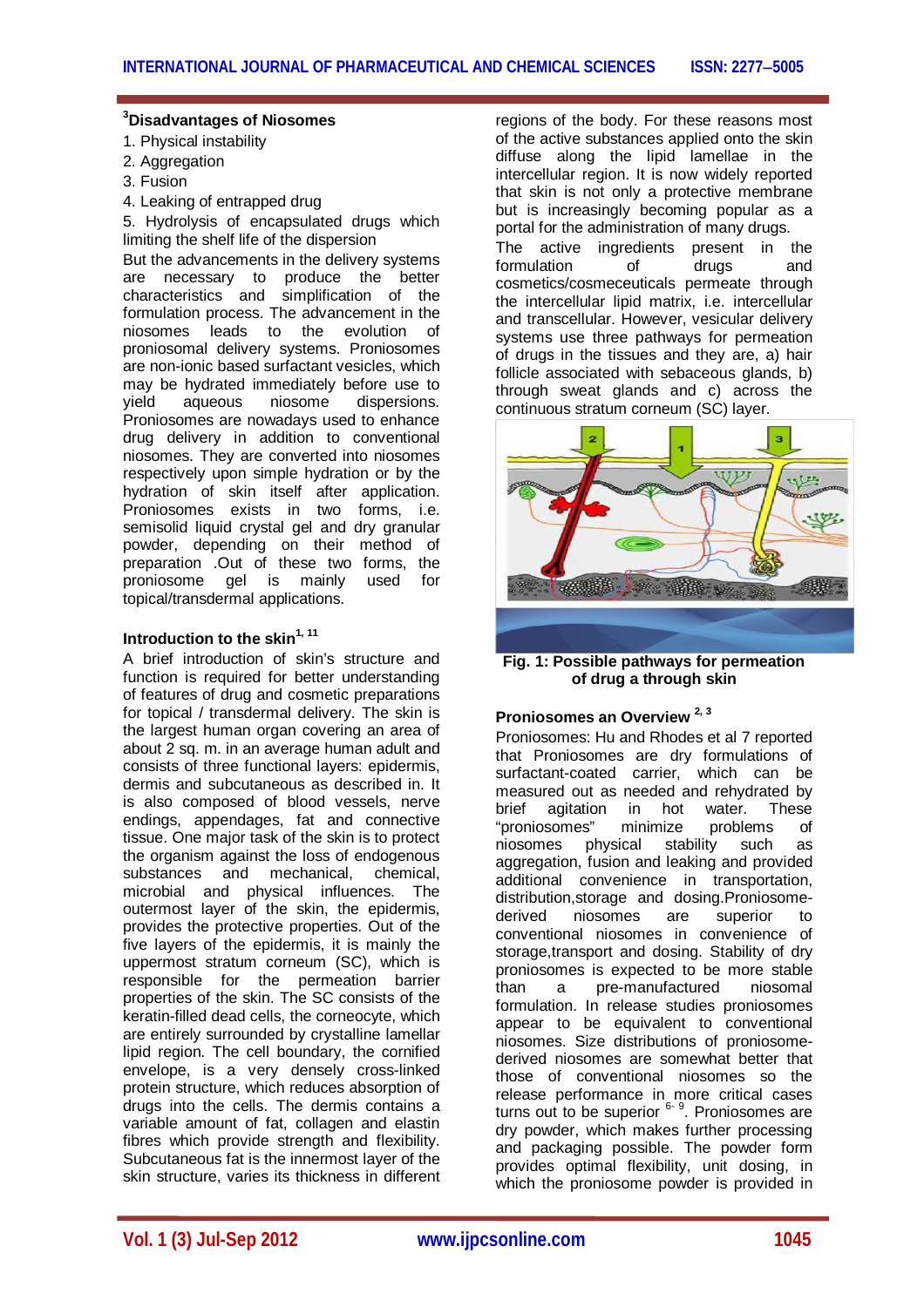### [3]Disadvantages of Niosomes

1. Physical instability
2. Aggregation
3. Fusion
4. Leaking of entrapped drug
5. Hydrolysis of encapsulated drugs which limiting the shelf life of the dispersion

But the advancements in the delivery systems are necessary to produce the better characteristics and simplification of the formulation process. The advancement in the niosomes leads to the evolution of proniosomal delivery systems. Proniosomes are non-ionic based surfactant vesicles, which may be hydrated immediately before use to yield aqueous niosome dispersions. Proniosomes are nowadays used to enhance drug delivery in addition to conventional niosomes. They are converted into niosomes respectively upon simple hydration or by the hydration of skin itself after application. Proniosomes exists in two forms, i.e. semisolid liquid crystal gel and dry granular powder, depending on their method of preparation .Out of these two forms, the proniosome gel is mainly used for topical/transdermal applications.

### Introduction to the skin[1, 11]

A brief introduction of skin's structure and function is required for better understanding of features of drug and cosmetic preparations for topical / transdermal delivery. The skin is the largest human organ covering an area of about 2 sq. m. in an average human adult and consists of three functional layers: epidermis, dermis and subcutaneous as described in. It is also composed of blood vessels, nerve endings, appendages, fat and connective tissue. One major task of the skin is to protect the organism against the loss of endogenous substances and mechanical, chemical, microbial and physical influences. The outermost layer of the skin, the epidermis, provides the protective properties. Out of the five layers of the epidermis, it is mainly the uppermost stratum corneum (SC), which is responsible for the permeation barrier properties of the skin. The SC consists of the keratin-filled dead cells, the corneocyte, which are entirely surrounded by crystalline lamellar lipid region. The cell boundary, the cornified envelope, is a very densely cross-linked protein structure, which reduces absorption of drugs into the cells. The dermis contains a variable amount of fat, collagen and elastin fibres which provide strength and flexibility. Subcutaneous fat is the innermost layer of the skin structure, varies its thickness in different regions of the body. For these reasons most of the active substances applied onto the skin diffuse along the lipid lamellae in the intercellular region. It is now widely reported that skin is not only a protective membrane but is increasingly becoming popular as a portal for the administration of many drugs.

The active ingredients present in the formulation of drugs and cosmetics/cosmeceuticals permeate through the intercellular lipid matrix, i.e. intercellular and transcellular. However, vesicular delivery systems use three pathways for permeation of drugs in the tissues and they are, a) hair follicle associated with sebaceous glands, b) through sweat glands and c) across the continuous stratum corneum (SC) layer.

**Fig. 1: Possible pathways for permeation of drug a through skin**

### Proniosomes an Overview [2, 3]

Proniosomes: Hu and Rhodes et al 7 reported that Proniosomes are dry formulations of surfactant-coated carrier, which can be measured out as needed and rehydrated by brief agitation in hot water. These "proniosomes" minimize problems of niosomes physical stability such as aggregation, fusion and leaking and provided additional convenience in transportation, distribution,storage and dosing.Proniosome-derived niosomes are superior to conventional niosomes in convenience of storage,transport and dosing. Stability of dry proniosomes is expected to be more stable than a pre-manufactured niosomal formulation. In release studies proniosomes appear to be equivalent to conventional niosomes. Size distributions of proniosome-derived niosomes are somewhat better that those of conventional niosomes so the release performance in more critical cases turns out to be superior [6- 9]. Proniosomes are dry powder, which makes further processing and packaging possible. The powder form provides optimal flexibility, unit dosing, in which the proniosome powder is provided in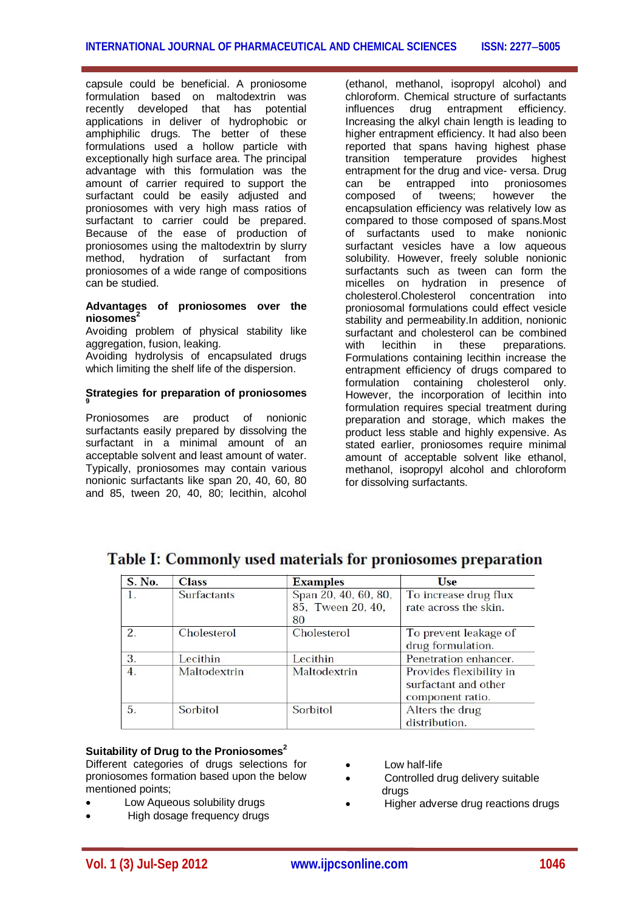capsule could be beneficial. A proniosome formulation based on maltodextrin was recently developed that has potential applications in deliver of hydrophobic or amphiphilic drugs. The better of these formulations used a hollow particle with exceptionally high surface area. The principal advantage with this formulation was the amount of carrier required to support the surfactant could be easily adjusted and proniosomes with very high mass ratios of surfactant to carrier could be prepared. Because of the ease of production of proniosomes using the maltodextrin by slurry method, hydration of surfactant from proniosomes of a wide range of compositions can be studied.

**Advantages of proniosomes over the niosomes[2]**

Avoiding problem of physical stability like aggregation, fusion, leaking.

Avoiding hydrolysis of encapsulated drugs which limiting the shelf life of the dispersion.

**Strategies for preparation of proniosomes[9]**

Proniosomes are product of nonionic surfactants easily prepared by dissolving the surfactant in a minimal amount of an acceptable solvent and least amount of water. Typically, proniosomes may contain various nonionic surfactants like span 20, 40, 60, 80 and 85, tween 20, 40, 80; lecithin, alcohol (ethanol, methanol, isopropyl alcohol) and chloroform. Chemical structure of surfactants influences drug entrapment efficiency. Increasing the alkyl chain length is leading to higher entrapment efficiency. It had also been reported that spans having highest phase transition temperature provides highest entrapment for the drug and vice- versa. Drug can be entrapped into proniosomes composed of tweens; however the encapsulation efficiency was relatively low as compared to those composed of spans.Most of surfactants used to make nonionic surfactant vesicles have a low aqueous solubility. However, freely soluble nonionic surfactants such as tween can form the micelles on hydration in presence of cholesterol.Cholesterol concentration into proniosomal formulations could effect vesicle stability and permeability.In addition, nonionic surfactant and cholesterol can be combined with lecithin in these preparations. Formulations containing lecithin increase the entrapment efficiency of drugs compared to formulation containing cholesterol only. However, the incorporation of lecithin into formulation requires special treatment during preparation and storage, which makes the product less stable and highly expensive. As stated earlier, proniosomes require minimal amount of acceptable solvent like ethanol, methanol, isopropyl alcohol and chloroform for dissolving surfactants.

**Table I: Commonly used materials for proniosomes preparation**

| S. No. | Class | Examples | Use |
|---|---|---|---|
| 1. | Surfactants | Span 20, 40, 60, 80, 85, Tween 20, 40, 80 | To increase drug flux rate across the skin. |
| 2. | Cholesterol | Cholesterol | To prevent leakage of drug formulation. |
| 3. | Lecithin | Lecithin | Penetration enhancer. |
| 4. | Maltodextrin | Maltodextrin | Provides flexibility in surfactant and other component ratio. |
| 5. | Sorbitol | Sorbitol | Alters the drug distribution. |

**Suitability of Drug to the Proniosomes[2]**

Different categories of drugs selections for proniosomes formation based upon the below mentioned points;

- Low Aqueous solubility drugs
- High dosage frequency drugs
- Low half-life
- Controlled drug delivery suitable drugs
- Higher adverse drug reactions drugs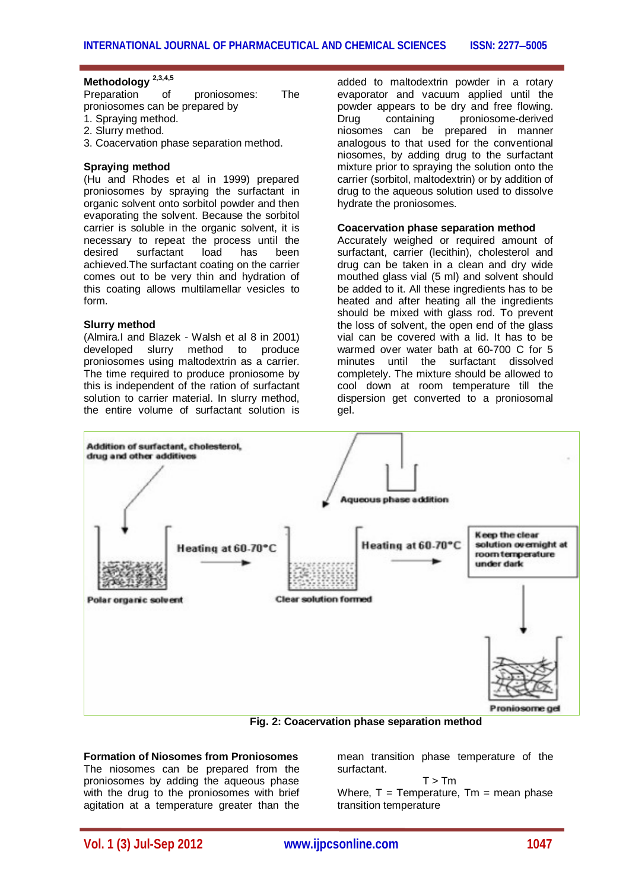## Methodology [2,3,4,5]

Preparation of proniosomes: The proniosomes can be prepared by

1. Spraying method.
2. Slurry method.
3. Coacervation phase separation method.

### Spraying method

(Hu and Rhodes et al in 1999) prepared proniosomes by spraying the surfactant in organic solvent onto sorbitol powder and then evaporating the solvent. Because the sorbitol carrier is soluble in the organic solvent, it is necessary to repeat the process until the desired surfactant load has been achieved.The surfactant coating on the carrier comes out to be very thin and hydration of this coating allows multilamellar vesicles to form.

### Slurry method

(Almira.I and Blazek - Walsh et al 8 in 2001) developed slurry method to produce proniosomes using maltodextrin as a carrier. The time required to produce proniosome by this is independent of the ration of surfactant solution to carrier material. In slurry method, the entire volume of surfactant solution is added to maltodextrin powder in a rotary evaporator and vacuum applied until the powder appears to be dry and free flowing. Drug containing proniosome-derived niosomes can be prepared in manner analogous to that used for the conventional niosomes, by adding drug to the surfactant mixture prior to spraying the solution onto the carrier (sorbitol, maltodextrin) or by addition of drug to the aqueous solution used to dissolve hydrate the proniosomes.

### Coacervation phase separation method

Accurately weighed or required amount of surfactant, carrier (lecithin), cholesterol and drug can be taken in a clean and dry wide mouthed glass vial (5 ml) and solvent should be added to it. All these ingredients has to be heated and after heating all the ingredients should be mixed with glass rod. To prevent the loss of solvent, the open end of the glass vial can be covered with a lid. It has to be warmed over water bath at 60-700 C for 5 minutes until the surfactant dissolved completely. The mixture should be allowed to cool down at room temperature till the dispersion get converted to a proniosomal gel.

Addition of surfactant, cholesterol, drug and other additives

Polar organic solvent

Heating at 60-70°C

Clear solution formed

Aqueous phase addition

Heating at 60-70°C

Keep the clear solution overnight at room temperature under dark

Proniosome gel

**Fig. 2: Coacervation phase separation method**

### Formation of Niosomes from Proniosomes

The niosomes can be prepared from the proniosomes by adding the aqueous phase with the drug to the proniosomes with brief agitation at a temperature greater than the mean transition phase temperature of the surfactant.

$$T > T_m$$

Where, T = Temperature, $T_m$ = mean phase transition temperature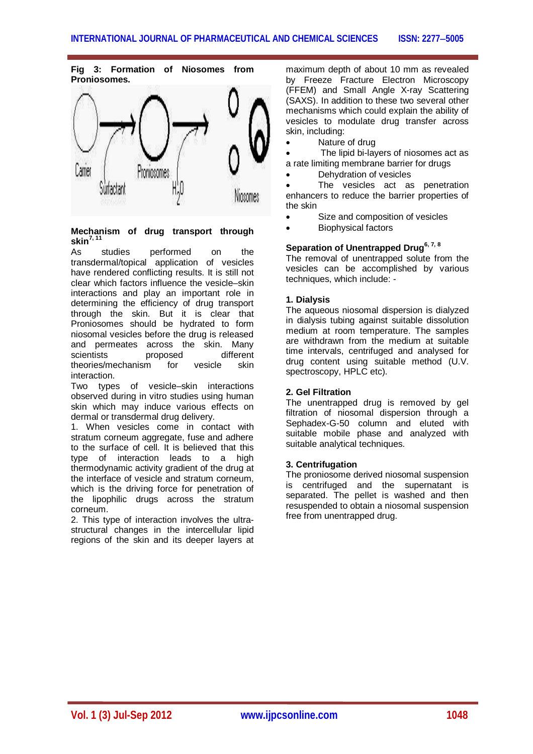**Fig 3: Formation of Niosomes from Proniosomes.**

**Mechanism of drug transport through skin[7, 11]**

As studies performed on the transdermal/topical application of vesicles have rendered conflicting results. It is still not clear which factors influence the vesicle–skin interactions and play an important role in determining the efficiency of drug transport through the skin. But it is clear that Proniosomes should be hydrated to form niosomal vesicles before the drug is released and permeates across the skin. Many scientists proposed different theories/mechanism for vesicle skin interaction.

Two types of vesicle–skin interactions observed during in vitro studies using human skin which may induce various effects on dermal or transdermal drug delivery.

1. When vesicles come in contact with stratum corneum aggregate, fuse and adhere to the surface of cell. It is believed that this type of interaction leads to a high thermodynamic activity gradient of the drug at the interface of vesicle and stratum corneum, which is the driving force for penetration of the lipophilic drugs across the stratum corneum.
2. This type of interaction involves the ultra-structural changes in the intercellular lipid regions of the skin and its deeper layers at maximum depth of about 10 mm as revealed by Freeze Fracture Electron Microscopy (FFEM) and Small Angle X-ray Scattering (SAXS). In addition to these two several other mechanisms which could explain the ability of vesicles to modulate drug transfer across skin, including:

- Nature of drug
- The lipid bi-layers of niosomes act as a rate limiting membrane barrier for drugs
- Dehydration of vesicles
- The vesicles act as penetration enhancers to reduce the barrier properties of the skin
- Size and composition of vesicles
- Biophysical factors

**Separation of Unentrapped Drug[6, 7, 8]**

The removal of unentrapped solute from the vesicles can be accomplished by various techniques, which include: -

**1. Dialysis**

The aqueous niosomal dispersion is dialyzed in dialysis tubing against suitable dissolution medium at room temperature. The samples are withdrawn from the medium at suitable time intervals, centrifuged and analysed for drug content using suitable method (U.V. spectroscopy, HPLC etc).

**2. Gel Filtration**

The unentrapped drug is removed by gel filtration of niosomal dispersion through a Sephadex-G-50 column and eluted with suitable mobile phase and analyzed with suitable analytical techniques.

**3. Centrifugation**

The proniosome derived niosomal suspension is centrifuged and the supernatant is separated. The pellet is washed and then resuspended to obtain a niosomal suspension free from unentrapped drug.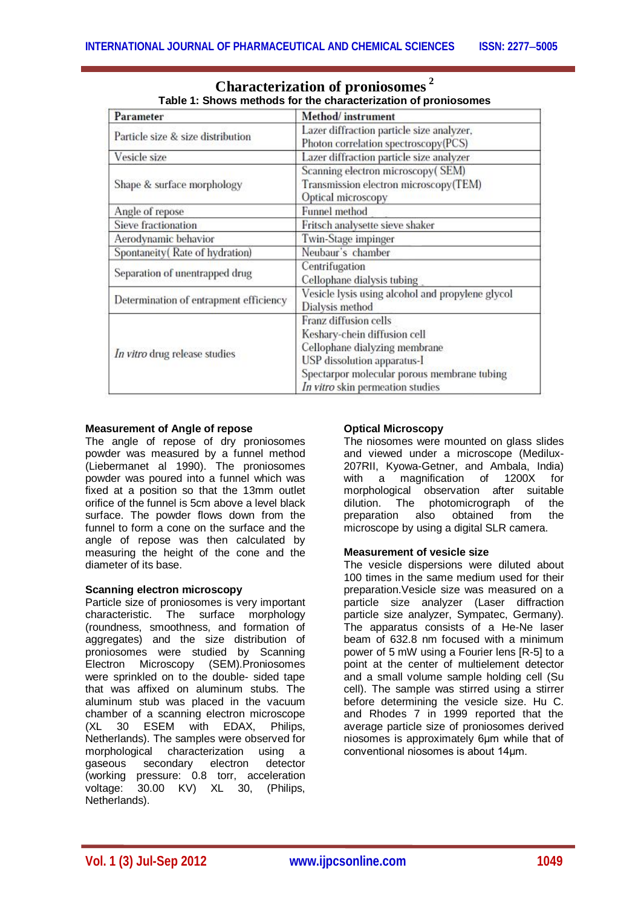## Characterization of proniosomes [2]

**Table 1: Shows methods for the characterization of proniosomes**

| Parameter | Method/ instrument |
|---|---|
| Particle size & size distribution | Lazer diffraction particle size analyzer, Photon correlation spectroscopy(PCS) |
| Vesicle size | Lazer diffraction particle size analyzer |
| Shape & surface morphology | Scanning electron microscopy( SEM) Transmission electron microscopy(TEM) Optical microscopy |
| Angle of repose | Funnel method |
| Sieve fractionation | Fritsch analysette sieve shaker |
| Aerodynamic behavior | Twin-Stage impinger |
| Spontaneity( Rate of hydration) | Neubaur's chamber |
| Separation of unentrapped drug | Centrifugation Cellophane dialysis tubing |
| Determination of entrapment efficiency | Vesicle lysis using alcohol and propylene glycol Dialysis method |
| *In vitro* drug release studies | Franz diffusion cells Keshary-chein diffusion cell Cellophane dialyzing membrane USP dissolution apparatus-I Spectarpor molecular porous membrane tubing *In vitro* skin permeation studies |

**Measurement of Angle of repose**

The angle of repose of dry proniosomes powder was measured by a funnel method (Liebermanet al 1990). The proniosomes powder was poured into a funnel which was fixed at a position so that the 13mm outlet orifice of the funnel is 5cm above a level black surface. The powder flows down from the funnel to form a cone on the surface and the angle of repose was then calculated by measuring the height of the cone and the diameter of its base.

**Scanning electron microscopy**

Particle size of proniosomes is very important characteristic. The surface morphology (roundness, smoothness, and formation of aggregates) and the size distribution of proniosomes were studied by Scanning Electron Microscopy (SEM).Proniosomes were sprinkled on to the double- sided tape that was affixed on aluminum stubs. The aluminum stub was placed in the vacuum chamber of a scanning electron microscope (XL 30 ESEM with EDAX, Philips, Netherlands). The samples were observed for morphological characterization using a gaseous secondary electron detector (working pressure: 0.8 torr, acceleration voltage: 30.00 KV) XL 30, (Philips, Netherlands).

**Optical Microscopy**

The niosomes were mounted on glass slides and viewed under a microscope (Medilux-207RII, Kyowa-Getner, and Ambala, India) with a magnification of 1200X for morphological observation after suitable dilution. The photomicrograph of the preparation also obtained from the microscope by using a digital SLR camera.

**Measurement of vesicle size**

The vesicle dispersions were diluted about 100 times in the same medium used for their preparation.Vesicle size was measured on a particle size analyzer (Laser diffraction particle size analyzer, Sympatec, Germany). The apparatus consists of a He-Ne laser beam of 632.8 nm focused with a minimum power of 5 mW using a Fourier lens [R-5] to a point at the center of multielement detector and a small volume sample holding cell (Su cell). The sample was stirred using a stirrer before determining the vesicle size. Hu C. and Rhodes 7 in 1999 reported that the average particle size of proniosomes derived niosomes is approximately 6μm while that of conventional niosomes is about 14μm.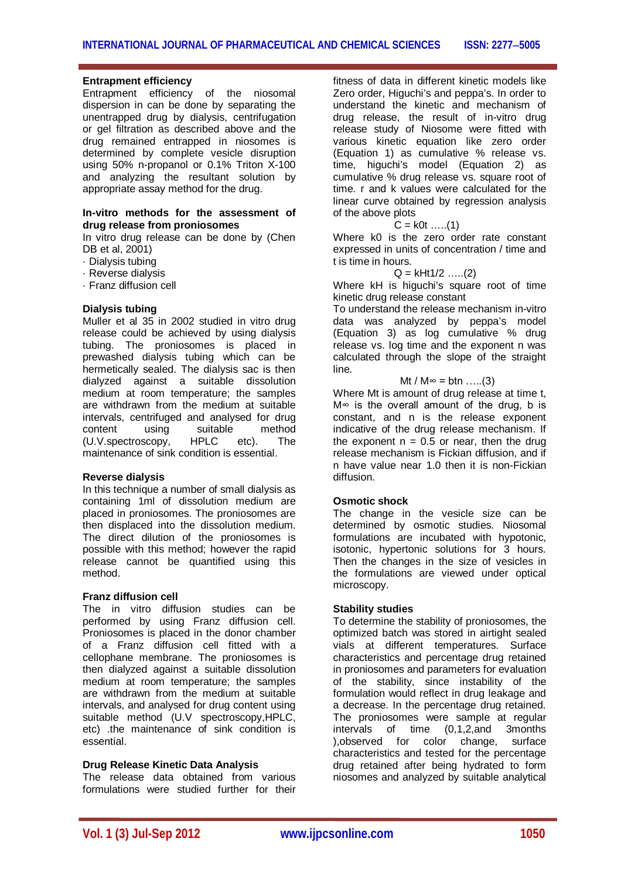### Entrapment efficiency

Entrapment efficiency of the niosomal dispersion in can be done by separating the unentrapped drug by dialysis, centrifugation or gel filtration as described above and the drug remained entrapped in niosomes is determined by complete vesicle disruption using 50% n-propanol or 0.1% Triton X-100 and analyzing the resultant solution by appropriate assay method for the drug.

### In-vitro methods for the assessment of drug release from proniosomes

In vitro drug release can be done by (Chen DB et al, 2001)

- Dialysis tubing
- Reverse dialysis
- Franz diffusion cell

### Dialysis tubing

Muller et al 35 in 2002 studied in vitro drug release could be achieved by using dialysis tubing. The proniosomes is placed in prewashed dialysis tubing which can be hermetically sealed. The dialysis sac is then dialyzed against a suitable dissolution medium at room temperature; the samples are withdrawn from the medium at suitable intervals, centrifuged and analysed for drug content using suitable method (U.V.spectroscopy, HPLC etc). The maintenance of sink condition is essential.

### Reverse dialysis

In this technique a number of small dialysis as containing 1ml of dissolution medium are placed in proniosomes. The proniosomes are then displaced into the dissolution medium. The direct dilution of the proniosomes is possible with this method; however the rapid release cannot be quantified using this method.

### Franz diffusion cell

The in vitro diffusion studies can be performed by using Franz diffusion cell. Proniosomes is placed in the donor chamber of a Franz diffusion cell fitted with a cellophane membrane. The proniosomes is then dialyzed against a suitable dissolution medium at room temperature; the samples are withdrawn from the medium at suitable intervals, and analysed for drug content using suitable method (U.V spectroscopy,HPLC, etc) .the maintenance of sink condition is essential.

### Drug Release Kinetic Data Analysis

The release data obtained from various formulations were studied further for their fitness of data in different kinetic models like Zero order, Higuchi's and peppa's. In order to understand the kinetic and mechanism of drug release, the result of in-vitro drug release study of Niosome were fitted with various kinetic equation like zero order (Equation 1) as cumulative % release vs. time, higuchi's model (Equation 2) as cumulative % drug release vs. square root of time. r and k values were calculated for the linear curve obtained by regression analysis of the above plots

$$C = k_0 t \quad .....(1)$$

Where $k_0$ is the zero order rate constant expressed in units of concentration / time and t is time in hours.

$$Q = k_H t^{1/2} \quad .....(2)$$

Where $k_H$ is higuchi's square root of time kinetic drug release constant

To understand the release mechanism in-vitro data was analyzed by peppa's model (Equation 3) as log cumulative % drug release vs. log time and the exponent n was calculated through the slope of the straight line.

$$M_t / M_\infty = bt^n \quad .....(3)$$

Where $M_t$ is amount of drug release at time t, $M_\infty$ is the overall amount of the drug, b is constant, and n is the release exponent indicative of the drug release mechanism. If the exponent n = 0.5 or near, then the drug release mechanism is Fickian diffusion, and if n have value near 1.0 then it is non-Fickian diffusion.

### Osmotic shock

The change in the vesicle size can be determined by osmotic studies. Niosomal formulations are incubated with hypotonic, isotonic, hypertonic solutions for 3 hours. Then the changes in the size of vesicles in the formulations are viewed under optical microscopy.

### Stability studies

To determine the stability of proniosomes, the optimized batch was stored in airtight sealed vials at different temperatures. Surface characteristics and percentage drug retained in proniosomes and parameters for evaluation of the stability, since instability of the formulation would reflect in drug leakage and a decrease. In the percentage drug retained. The proniosomes were sample at regular intervals of time (0,1,2,and 3months ),observed for color change, surface characteristics and tested for the percentage drug retained after being hydrated to form niosomes and analyzed by suitable analytical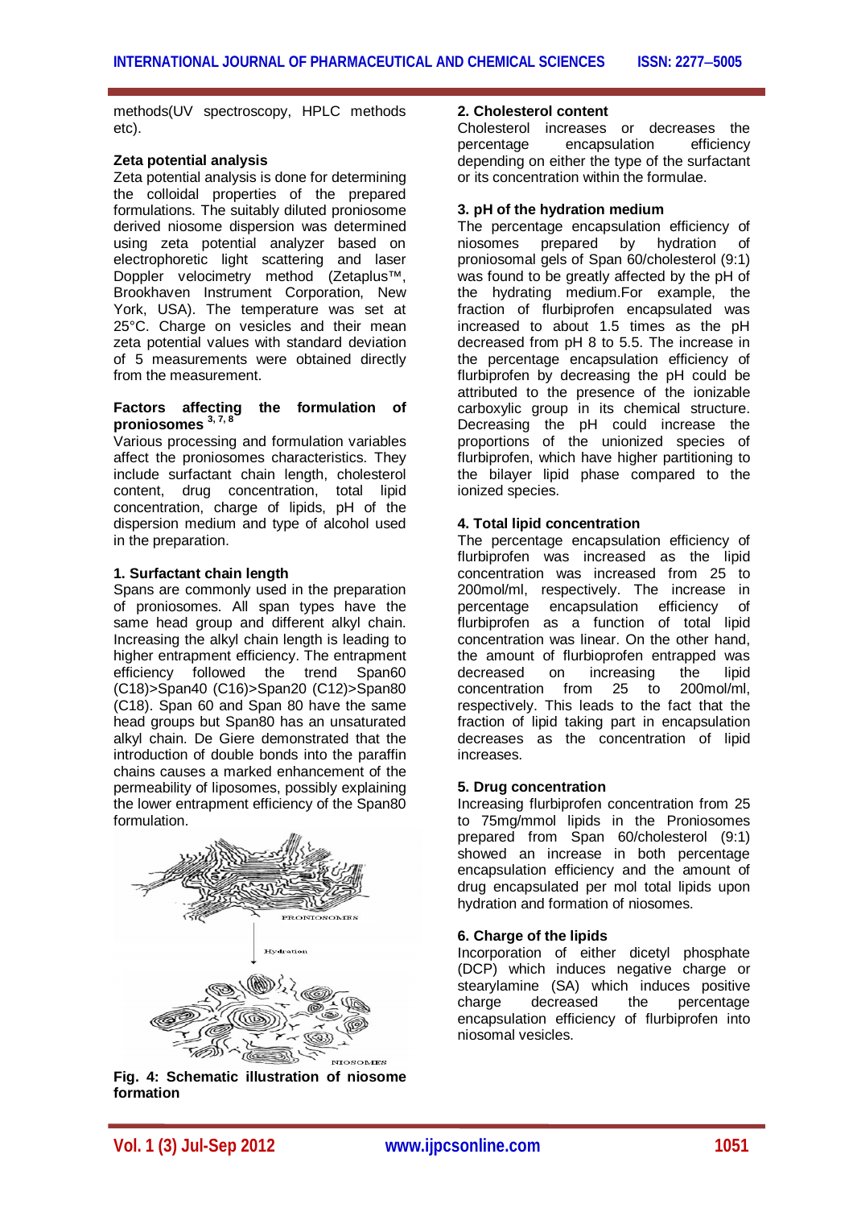methods(UV spectroscopy, HPLC methods etc).

### Zeta potential analysis

Zeta potential analysis is done for determining the colloidal properties of the prepared formulations. The suitably diluted proniosome derived niosome dispersion was determined using zeta potential analyzer based on electrophoretic light scattering and laser Doppler velocimetry method (Zetaplus™, Brookhaven Instrument Corporation, New York, USA). The temperature was set at 25°C. Charge on vesicles and their mean zeta potential values with standard deviation of 5 measurements were obtained directly from the measurement.

### Factors affecting the formulation of proniosomes [3, 7, 8]

Various processing and formulation variables affect the proniosomes characteristics. They include surfactant chain length, cholesterol content, drug concentration, total lipid concentration, charge of lipids, pH of the dispersion medium and type of alcohol used in the preparation.

#### 1. Surfactant chain length

Spans are commonly used in the preparation of proniosomes. All span types have the same head group and different alkyl chain. Increasing the alkyl chain length is leading to higher entrapment efficiency. The entrapment efficiency followed the trend Span60 (C18)>Span40 (C16)>Span20 (C12)>Span80 (C18). Span 60 and Span 80 have the same head groups but Span80 has an unsaturated alkyl chain. De Giere demonstrated that the introduction of double bonds into the paraffin chains causes a marked enhancement of the permeability of liposomes, possibly explaining the lower entrapment efficiency of the Span80 formulation.

**Fig. 4: Schematic illustration of niosome formation**

#### 2. Cholesterol content

Cholesterol increases or decreases the percentage encapsulation efficiency depending on either the type of the surfactant or its concentration within the formulae.

#### 3. pH of the hydration medium

The percentage encapsulation efficiency of niosomes prepared by hydration of proniosomal gels of Span 60/cholesterol (9:1) was found to be greatly affected by the pH of the hydrating medium.For example, the fraction of flurbiprofen encapsulated was increased to about 1.5 times as the pH decreased from pH 8 to 5.5. The increase in the percentage encapsulation efficiency of flurbiprofen by decreasing the pH could be attributed to the presence of the ionizable carboxylic group in its chemical structure. Decreasing the pH could increase the proportions of the unionized species of flurbiprofen, which have higher partitioning to the bilayer lipid phase compared to the ionized species.

#### 4. Total lipid concentration

The percentage encapsulation efficiency of flurbiprofen was increased as the lipid concentration was increased from 25 to 200mol/ml, respectively. The increase in percentage encapsulation efficiency of flurbiprofen as a function of total lipid concentration was linear. On the other hand, the amount of flurbioprofen entrapped was decreased on increasing the lipid concentration from 25 to 200mol/ml, respectively. This leads to the fact that the fraction of lipid taking part in encapsulation decreases as the concentration of lipid increases.

#### 5. Drug concentration

Increasing flurbiprofen concentration from 25 to 75mg/mmol lipids in the Proniosomes prepared from Span 60/cholesterol (9:1) showed an increase in both percentage encapsulation efficiency and the amount of drug encapsulated per mol total lipids upon hydration and formation of niosomes.

#### 6. Charge of the lipids

Incorporation of either dicetyl phosphate (DCP) which induces negative charge or stearylamine (SA) which induces positive charge decreased the percentage encapsulation efficiency of flurbiprofen into niosomal vesicles.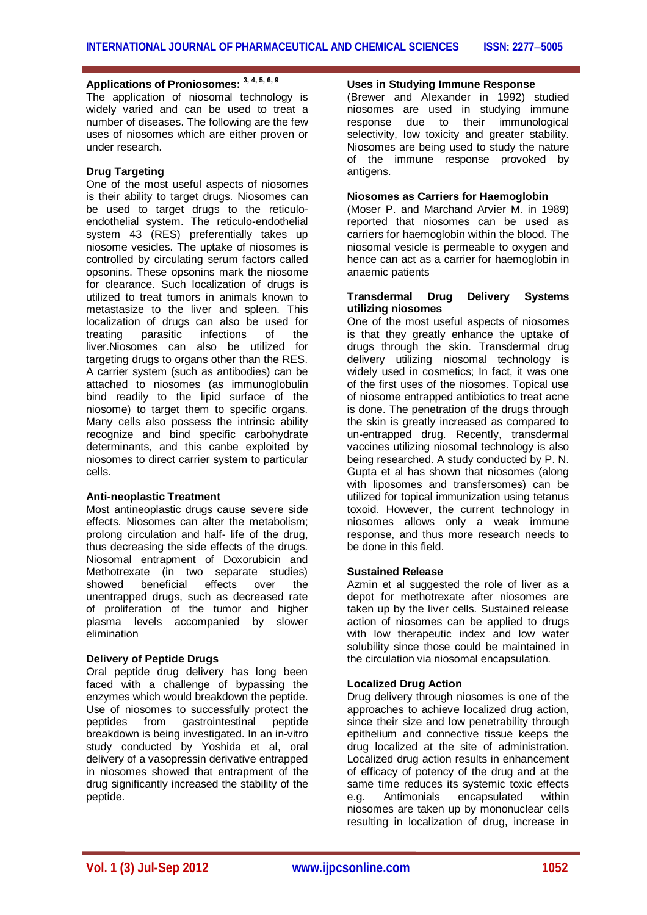## Applications of Proniosomes: [3, 4, 5, 6, 9]

The application of niosomal technology is widely varied and can be used to treat a number of diseases. The following are the few uses of niosomes which are either proven or under research.

### Drug Targeting

One of the most useful aspects of niosomes is their ability to target drugs. Niosomes can be used to target drugs to the reticulo-endothelial system. The reticulo-endothelial system 43 (RES) preferentially takes up niosome vesicles. The uptake of niosomes is controlled by circulating serum factors called opsonins. These opsonins mark the niosome for clearance. Such localization of drugs is utilized to treat tumors in animals known to metastasize to the liver and spleen. This localization of drugs can also be used for treating parasitic infections of the liver.Niosomes can also be utilized for targeting drugs to organs other than the RES. A carrier system (such as antibodies) can be attached to niosomes (as immunoglobulin bind readily to the lipid surface of the niosome) to target them to specific organs. Many cells also possess the intrinsic ability recognize and bind specific carbohydrate determinants, and this canbe exploited by niosomes to direct carrier system to particular cells.

### Anti-neoplastic Treatment

Most antineoplastic drugs cause severe side effects. Niosomes can alter the metabolism; prolong circulation and half- life of the drug, thus decreasing the side effects of the drugs. Niosomal entrapment of Doxorubicin and Methotrexate (in two separate studies) showed beneficial effects over the unentrapped drugs, such as decreased rate of proliferation of the tumor and higher plasma levels accompanied by slower elimination

### Delivery of Peptide Drugs

Oral peptide drug delivery has long been faced with a challenge of bypassing the enzymes which would breakdown the peptide. Use of niosomes to successfully protect the peptides from gastrointestinal peptide breakdown is being investigated. In an in-vitro study conducted by Yoshida et al, oral delivery of a vasopressin derivative entrapped in niosomes showed that entrapment of the drug significantly increased the stability of the peptide.

### Uses in Studying Immune Response

(Brewer and Alexander in 1992) studied niosomes are used in studying immune response due to their immunological selectivity, low toxicity and greater stability. Niosomes are being used to study the nature of the immune response provoked by antigens.

### Niosomes as Carriers for Haemoglobin

(Moser P. and Marchand Arvier M. in 1989) reported that niosomes can be used as carriers for haemoglobin within the blood. The niosomal vesicle is permeable to oxygen and hence can act as a carrier for haemoglobin in anaemic patients

### Transdermal Drug Delivery Systems utilizing niosomes

One of the most useful aspects of niosomes is that they greatly enhance the uptake of drugs through the skin. Transdermal drug delivery utilizing niosomal technology is widely used in cosmetics; In fact, it was one of the first uses of the niosomes. Topical use of niosome entrapped antibiotics to treat acne is done. The penetration of the drugs through the skin is greatly increased as compared to un-entrapped drug. Recently, transdermal vaccines utilizing niosomal technology is also being researched. A study conducted by P. N. Gupta et al has shown that niosomes (along with liposomes and transfersomes) can be utilized for topical immunization using tetanus toxoid. However, the current technology in niosomes allows only a weak immune response, and thus more research needs to be done in this field.

### Sustained Release

Azmin et al suggested the role of liver as a depot for methotrexate after niosomes are taken up by the liver cells. Sustained release action of niosomes can be applied to drugs with low therapeutic index and low water solubility since those could be maintained in the circulation via niosomal encapsulation.

### Localized Drug Action

Drug delivery through niosomes is one of the approaches to achieve localized drug action, since their size and low penetrability through epithelium and connective tissue keeps the drug localized at the site of administration. Localized drug action results in enhancement of efficacy of potency of the drug and at the same time reduces its systemic toxic effects e.g. Antimonials encapsulated within niosomes are taken up by mononuclear cells resulting in localization of drug, increase in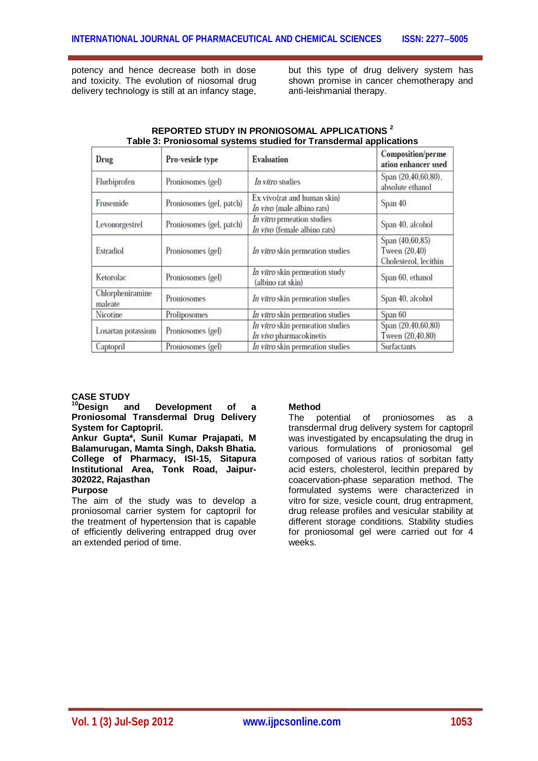potency and hence decrease both in dose and toxicity. The evolution of niosomal drug delivery technology is still at an infancy stage, but this type of drug delivery system has shown promise in cancer chemotherapy and anti-leishmanial therapy.

**REPORTED STUDY IN PRONIOSOMAL APPLICATIONS [2]**

**Table 3: Proniosomal systems studied for Transdermal applications**

| Drug | Pro-vesicle type | Evaluation | Composition/permeation enhancer used |
|---|---|---|---|
| Flurbiprofen | Proniosomes (gel) | *In vitro* studies | Span (20,40,60,80), absolute ethanol |
| Frusemide | Proniosomes (gel, patch) | Ex vivo(rat and human skin) *In vivo* (male albino rats) | Span 40 |
| Levonorgestrel | Proniosomes (gel, patch) | *In vitro* prmeation studies *In vivo* (female albino rats) | Span 40, alcohol |
| Estradiol | Proniosomes (gel) | *In vitro* skin permeation studies | Span (40,60,85) Tween (20,40) Cholesterol, lecithin |
| Ketorolac | Proniosomes (gel) | *In vitro* skin permeation study (albino rat skin) | Span 60, ethanol |
| Chlorpheniramine maleate | Proniosomes | *In vitro* skin permeation studies | Span 40, alcohol |
| Nicotine | Proliposomes | *In vitro* skin permeation studies | Span 60 |
| Losartan potassium | Proniosomes (gel) | *In vitro* skin permeation studies *In vivo* pharmacokinetis | Span (20,40,60,80) Tween (20,40,80) |
| Captopril | Proniosomes (gel) | *In vitro* skin permeation studies | Surfactants |

**CASE STUDY**

**[10]Design and Development of a Proniosomal Transdermal Drug Delivery System for Captopril.**

**Ankur Gupta\*, Sunil Kumar Prajapati, M Balamurugan, Mamta Singh, Daksh Bhatia. College of Pharmacy, ISI-15, Sitapura Institutional Area, Tonk Road, Jaipur-302022, Rajasthan**

**Purpose**

The aim of the study was to develop a proniosomal carrier system for captopril for the treatment of hypertension that is capable of efficiently delivering entrapped drug over an extended period of time.

**Method**

The potential of proniosomes as a transdermal drug delivery system for captopril was investigated by encapsulating the drug in various formulations of proniosomal gel composed of various ratios of sorbitan fatty acid esters, cholesterol, lecithin prepared by coacervation-phase separation method. The formulated systems were characterized in vitro for size, vesicle count, drug entrapment, drug release profiles and vesicular stability at different storage conditions. Stability studies for proniosomal gel were carried out for 4 weeks.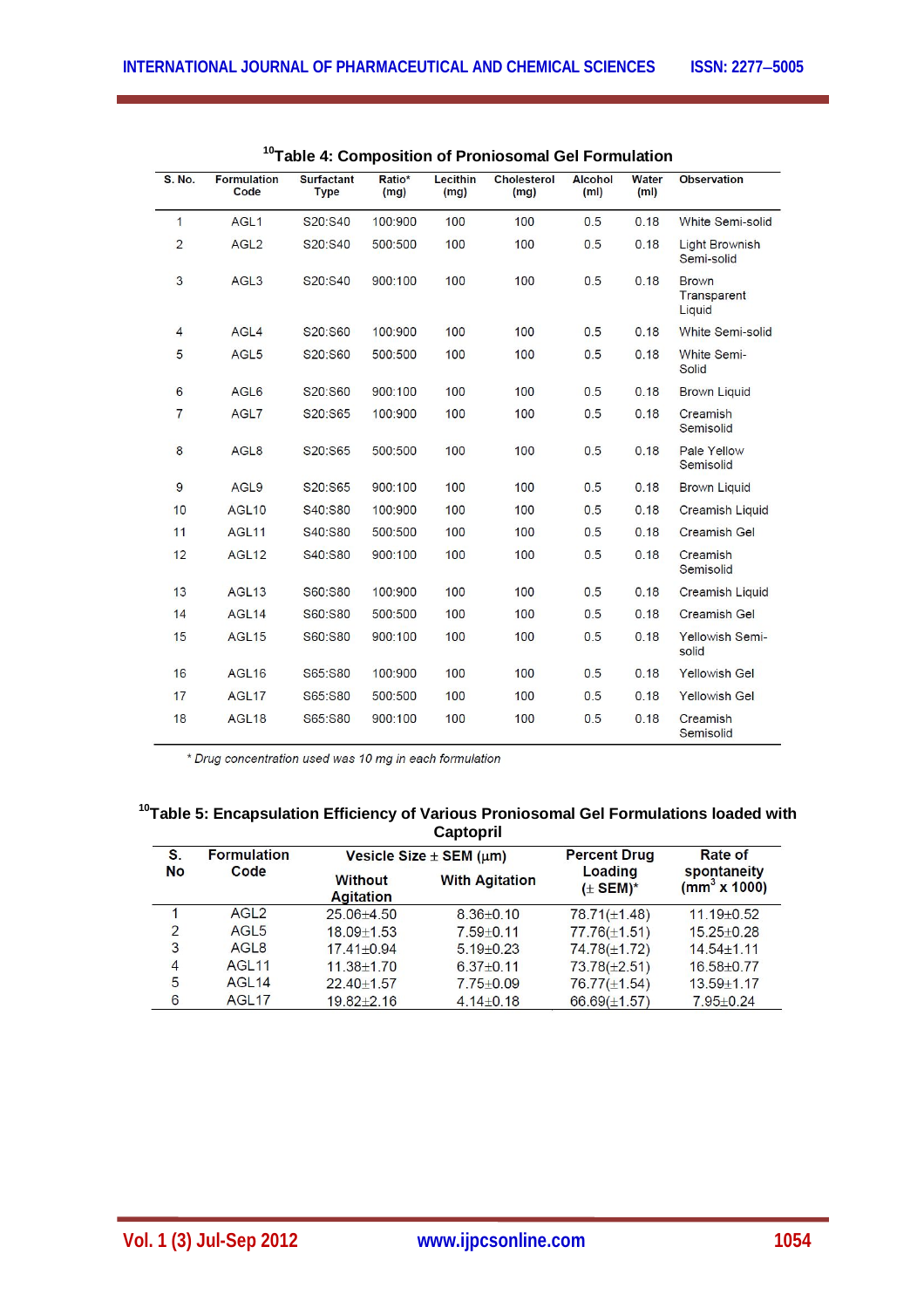[10]Table 4: Composition of Proniosomal Gel Formulation

| S. No. | Formulation Code | Surfactant Type | Ratio* (mg) | Lecithin (mg) | Cholesterol (mg) | Alcohol (ml) | Water (ml) | Observation |
|---|---|---|---|---|---|---|---|---|
| 1 | AGL1 | S20:S40 | 100:900 | 100 | 100 | 0.5 | 0.18 | White Semi-solid |
| 2 | AGL2 | S20:S40 | 500:500 | 100 | 100 | 0.5 | 0.18 | Light Brownish Semi-solid |
| 3 | AGL3 | S20:S40 | 900:100 | 100 | 100 | 0.5 | 0.18 | Brown Transparent Liquid |
| 4 | AGL4 | S20:S60 | 100:900 | 100 | 100 | 0.5 | 0.18 | White Semi-solid |
| 5 | AGL5 | S20:S60 | 500:500 | 100 | 100 | 0.5 | 0.18 | White Semi-Solid |
| 6 | AGL6 | S20:S60 | 900:100 | 100 | 100 | 0.5 | 0.18 | Brown Liquid |
| 7 | AGL7 | S20:S65 | 100:900 | 100 | 100 | 0.5 | 0.18 | Creamish Semisolid |
| 8 | AGL8 | S20:S65 | 500:500 | 100 | 100 | 0.5 | 0.18 | Pale Yellow Semisolid |
| 9 | AGL9 | S20:S65 | 900:100 | 100 | 100 | 0.5 | 0.18 | Brown Liquid |
| 10 | AGL10 | S40:S80 | 100:900 | 100 | 100 | 0.5 | 0.18 | Creamish Liquid |
| 11 | AGL11 | S40:S80 | 500:500 | 100 | 100 | 0.5 | 0.18 | Creamish Gel |
| 12 | AGL12 | S40:S80 | 900:100 | 100 | 100 | 0.5 | 0.18 | Creamish Semisolid |
| 13 | AGL13 | S60:S80 | 100:900 | 100 | 100 | 0.5 | 0.18 | Creamish Liquid |
| 14 | AGL14 | S60:S80 | 500:500 | 100 | 100 | 0.5 | 0.18 | Creamish Gel |
| 15 | AGL15 | S60:S80 | 900:100 | 100 | 100 | 0.5 | 0.18 | Yellowish Semi-solid |
| 16 | AGL16 | S65:S80 | 100:900 | 100 | 100 | 0.5 | 0.18 | Yellowish Gel |
| 17 | AGL17 | S65:S80 | 500:500 | 100 | 100 | 0.5 | 0.18 | Yellowish Gel |
| 18 | AGL18 | S65:S80 | 900:100 | 100 | 100 | 0.5 | 0.18 | Creamish Semisolid |

*\* Drug concentration used was 10 mg in each formulation*

[10]Table 5: Encapsulation Efficiency of Various Proniosomal Gel Formulations loaded with Captopril

| S. No | Formulation Code | Vesicle Size ± SEM (µm) | | Percent Drug Loading (± SEM)* | Rate of spontaneity ($mm^3$ x 1000) |
|---|---|---|---|---|---|
| | | Without Agitation | With Agitation | | |
| 1 | AGL2 | 25.06±4.50 | 8.36±0.10 | 78.71(±1.48) | 11.19±0.52 |
| 2 | AGL5 | 18.09±1.53 | 7.59±0.11 | 77.76(±1.51) | 15.25±0.28 |
| 3 | AGL8 | 17.41±0.94 | 5.19±0.23 | 74.78(±1.72) | 14.54±1.11 |
| 4 | AGL11 | 11.38±1.70 | 6.37±0.11 | 73.78(±2.51) | 16.58±0.77 |
| 5 | AGL14 | 22.40±1.57 | 7.75±0.09 | 76.77(±1.54) | 13.59±1.17 |
| 6 | AGL17 | 19.82±2.16 | 4.14±0.18 | 66.69(±1.57) | 7.95±0.24 |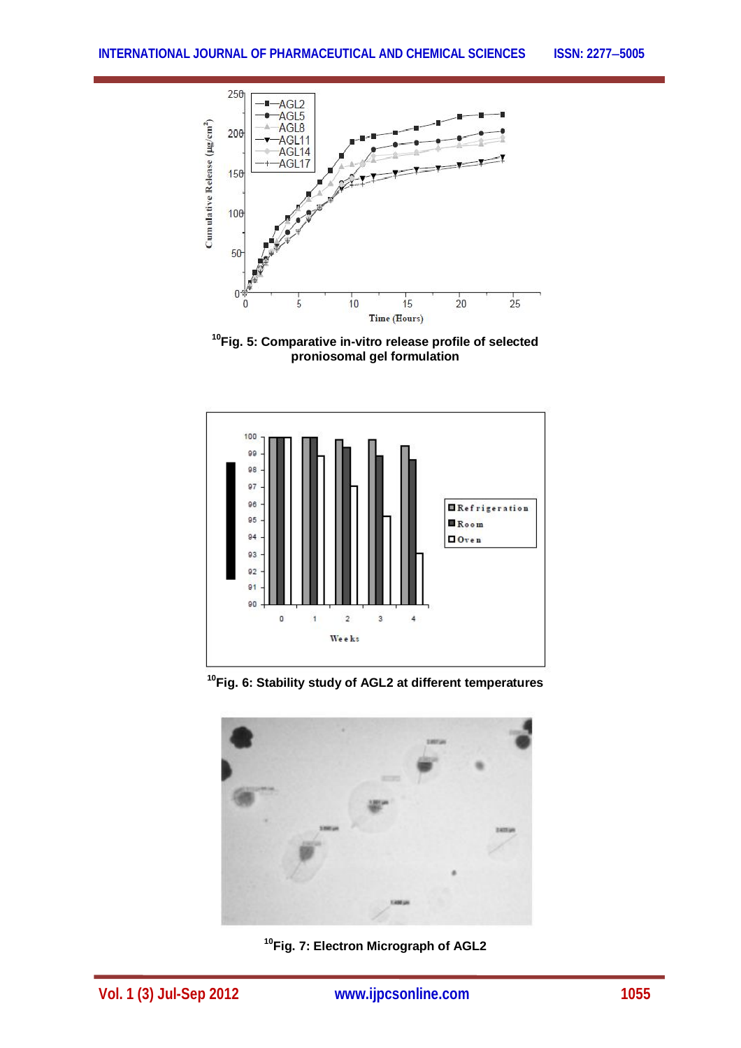Fig. 5: Comparative in-vitro release profile of selected proniosomal gel formulation[10]

Fig. 6: Stability study of AGL2 at different temperatures[10]

Fig. 7: Electron Micrograph of AGL2[10]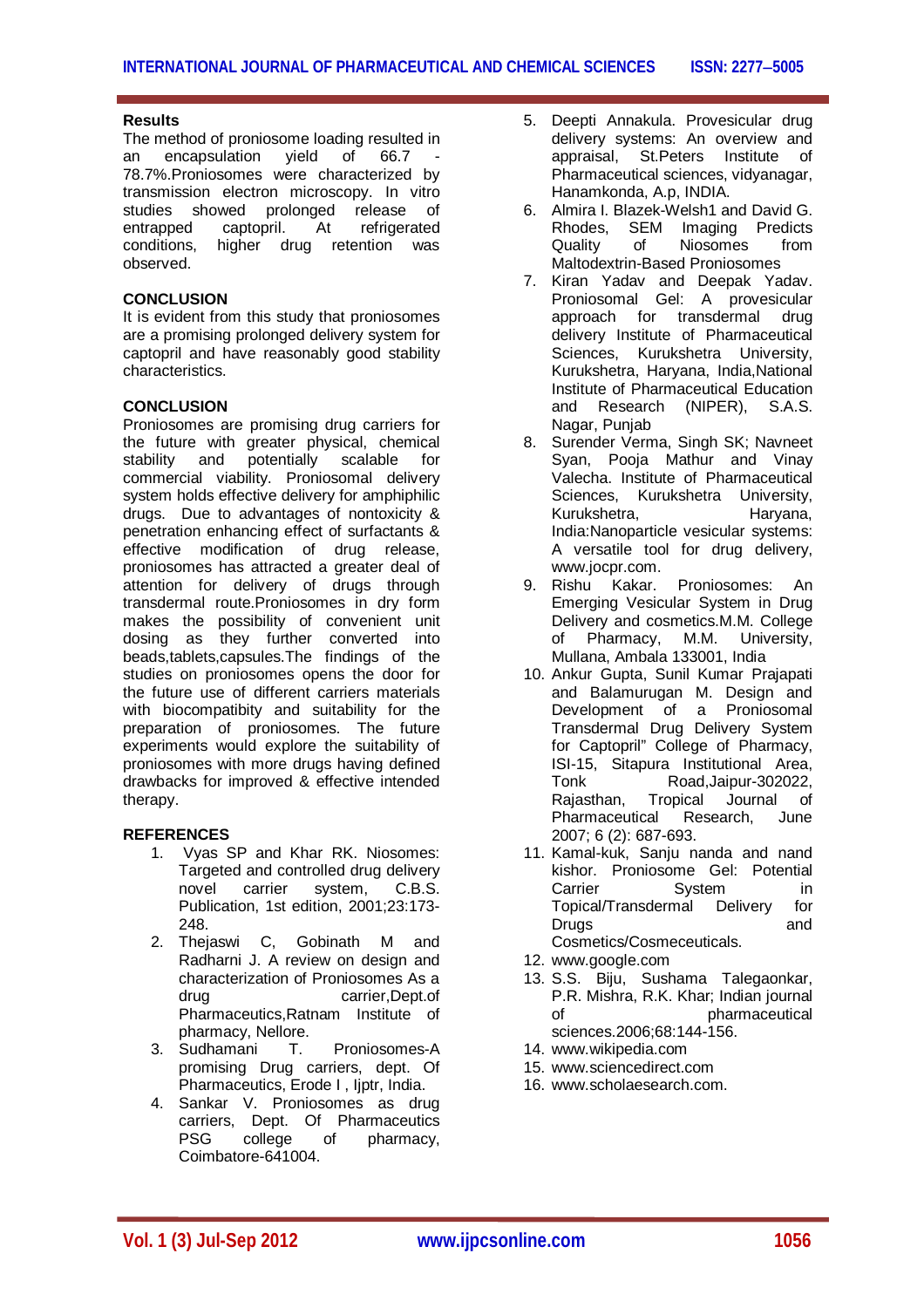## Results

The method of proniosome loading resulted in an encapsulation yield of 66.7 - 78.7%.Proniosomes were characterized by transmission electron microscopy. In vitro studies showed prolonged release of entrapped captopril. At refrigerated conditions, higher drug retention was observed.

## CONCLUSION

It is evident from this study that proniosomes are a promising prolonged delivery system for captopril and have reasonably good stability characteristics.

## CONCLUSION

Proniosomes are promising drug carriers for the future with greater physical, chemical stability and potentially scalable for commercial viability. Proniosomal delivery system holds effective delivery for amphiphilic drugs. Due to advantages of nontoxicity & penetration enhancing effect of surfactants & effective modification of drug release, proniosomes has attracted a greater deal of attention for delivery of drugs through transdermal route.Proniosomes in dry form makes the possibility of convenient unit dosing as they further converted into beads,tablets,capsules.The findings of the studies on proniosomes opens the door for the future use of different carriers materials with biocompatibity and suitability for the preparation of proniosomes. The future experiments would explore the suitability of proniosomes with more drugs having defined drawbacks for improved & effective intended therapy.

## REFERENCES

1. Vyas SP and Khar RK. Niosomes: Targeted and controlled drug delivery novel carrier system, C.B.S. Publication, 1st edition, 2001;23:173-248.
2. Thejaswi C, Gobinath M and Radharni J. A review on design and characterization of Proniosomes As a drug carrier,Dept.of Pharmaceutics,Ratnam Institute of pharmacy, Nellore.
3. Sudhamani T. Proniosomes-A promising Drug carriers, dept. Of Pharmaceutics, Erode I , Ijptr, India.
4. Sankar V. Proniosomes as drug carriers, Dept. Of Pharmaceutics PSG college of pharmacy, Coimbatore-641004.
5. Deepti Annakula. Provesicular drug delivery systems: An overview and appraisal, St.Peters Institute of Pharmaceutical sciences, vidyanagar, Hanamkonda, A.p, INDIA.
6. Almira I. Blazek-Welsh1 and David G. Rhodes, SEM Imaging Predicts Quality of Niosomes from Maltodextrin-Based Proniosomes
7. Kiran Yadav and Deepak Yadav. Proniosomal Gel: A provesicular approach for transdermal drug delivery Institute of Pharmaceutical Sciences, Kurukshetra University, Kurukshetra, Haryana, India,National Institute of Pharmaceutical Education and Research (NIPER), S.A.S. Nagar, Punjab
8. Surender Verma, Singh SK; Navneet Syan, Pooja Mathur and Vinay Valecha. Institute of Pharmaceutical Sciences, Kurukshetra University, Kurukshetra, Haryana, India:Nanoparticle vesicular systems: A versatile tool for drug delivery, www.jocpr.com.
9. Rishu Kakar. Proniosomes: An Emerging Vesicular System in Drug Delivery and cosmetics.M.M. College of Pharmacy, M.M. University, Mullana, Ambala 133001, India
10. Ankur Gupta, Sunil Kumar Prajapati and Balamurugan M. Design and Development of a Proniosomal Transdermal Drug Delivery System for Captopril" College of Pharmacy, ISI-15, Sitapura Institutional Area, Tonk Road,Jaipur-302022, Rajasthan, Tropical Journal of Pharmaceutical Research, June 2007; 6 (2): 687-693.
11. Kamal-kuk, Sanju nanda and nand kishor. Proniosome Gel: Potential Carrier System in Topical/Transdermal Delivery for Drugs and Cosmetics/Cosmeceuticals.
12. www.google.com
13. S.S. Biju, Sushama Talegaonkar, P.R. Mishra, R.K. Khar; Indian journal of pharmaceutical sciences.2006;68:144-156.
14. www.wikipedia.com
15. www.sciencedirect.com
16. www.scholaesearch.com.